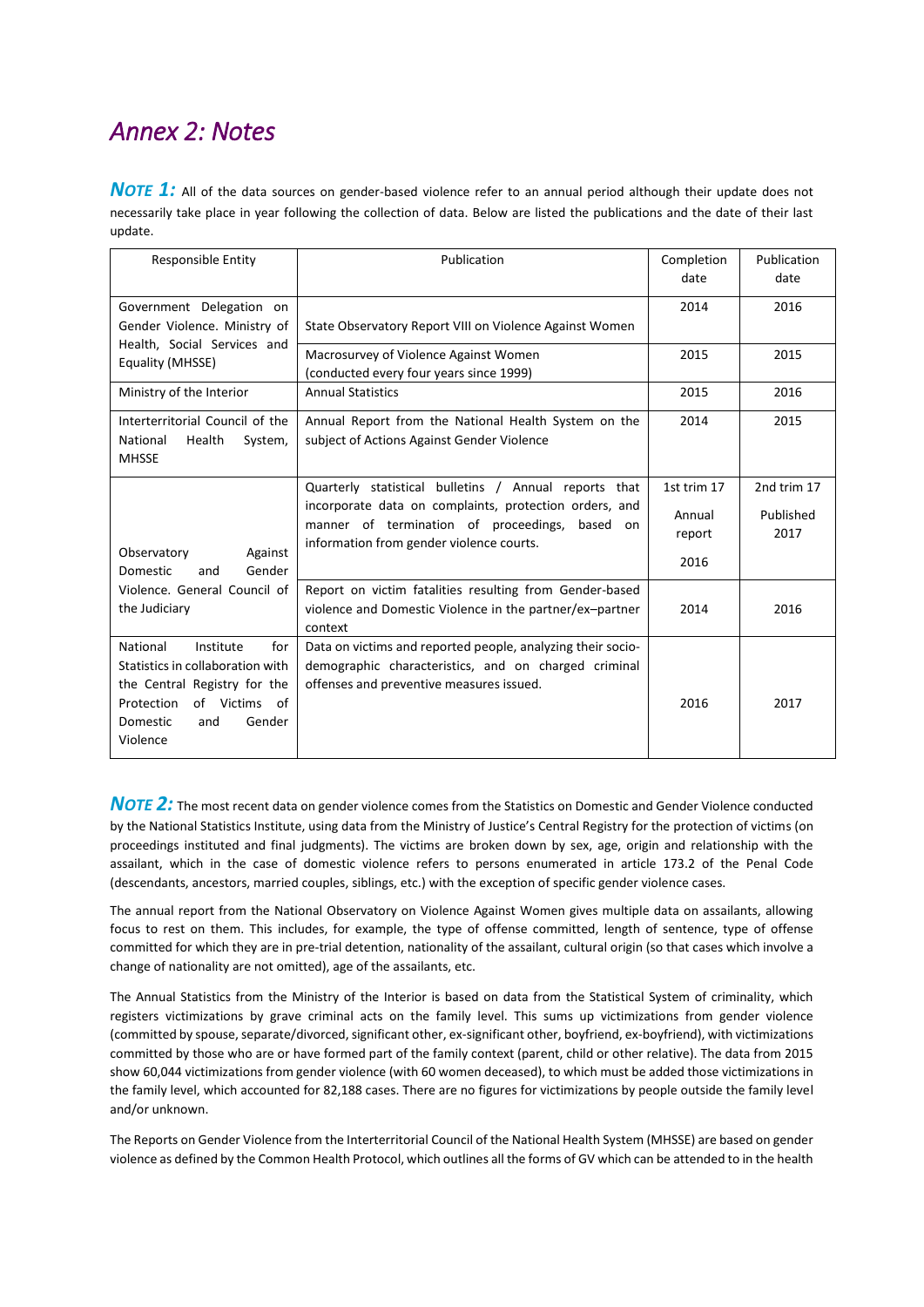# *Annex 2: Notes*

***NOTE 1:*** All of the data sources on gender-based violence refer to an annual period although their update does not necessarily take place in year following the collection of data. Below are listed the publications and the date of their last update.

| Responsible Entity | Publication | Completion date | Publication date |
|---|---|---|---|
| Government Delegation on Gender Violence. Ministry of Health, Social Services and Equality (MHSSE) | State Observatory Report VIII on Violence Against Women | 2014 | 2016 |
| | Macrosurvey of Violence Against Women (conducted every four years since 1999) | 2015 | 2015 |
| Ministry of the Interior | Annual Statistics | 2015 | 2016 |
| Interterritorial Council of the National Health System, MHSSE | Annual Report from the National Health System on the subject of Actions Against Gender Violence | 2014 | 2015 |
| Observatory Against Domestic and Gender Violence. General Council of the Judiciary | Quarterly statistical bulletins / Annual reports that incorporate data on complaints, protection orders, and manner of termination of proceedings, based on information from gender violence courts. | 1st trim 17<br>Annual report<br>2016 | 2nd trim 17<br>Published 2017 |
| | Report on victim fatalities resulting from Gender-based violence and Domestic Violence in the partner/ex–partner context | 2014 | 2016 |
| National Institute for Statistics in collaboration with the Central Registry for the Protection of Victims of Domestic and Gender Violence | Data on victims and reported people, analyzing their socio-demographic characteristics, and on charged criminal offenses and preventive measures issued. | 2016 | 2017 |

***NOTE 2:*** The most recent data on gender violence comes from the Statistics on Domestic and Gender Violence conducted by the National Statistics Institute, using data from the Ministry of Justice's Central Registry for the protection of victims (on proceedings instituted and final judgments). The victims are broken down by sex, age, origin and relationship with the assailant, which in the case of domestic violence refers to persons enumerated in article 173.2 of the Penal Code (descendants, ancestors, married couples, siblings, etc.) with the exception of specific gender violence cases.

The annual report from the National Observatory on Violence Against Women gives multiple data on assailants, allowing focus to rest on them. This includes, for example, the type of offense committed, length of sentence, type of offense committed for which they are in pre-trial detention, nationality of the assailant, cultural origin (so that cases which involve a change of nationality are not omitted), age of the assailants, etc.

The Annual Statistics from the Ministry of the Interior is based on data from the Statistical System of criminality, which registers victimizations by grave criminal acts on the family level. This sums up victimizations from gender violence (committed by spouse, separate/divorced, significant other, ex-significant other, boyfriend, ex-boyfriend), with victimizations committed by those who are or have formed part of the family context (parent, child or other relative). The data from 2015 show 60,044 victimizations from gender violence (with 60 women deceased), to which must be added those victimizations in the family level, which accounted for 82,188 cases. There are no figures for victimizations by people outside the family level and/or unknown.

The Reports on Gender Violence from the Interterritorial Council of the National Health System (MHSSE) are based on gender violence as defined by the Common Health Protocol, which outlines all the forms of GV which can be attended to in the health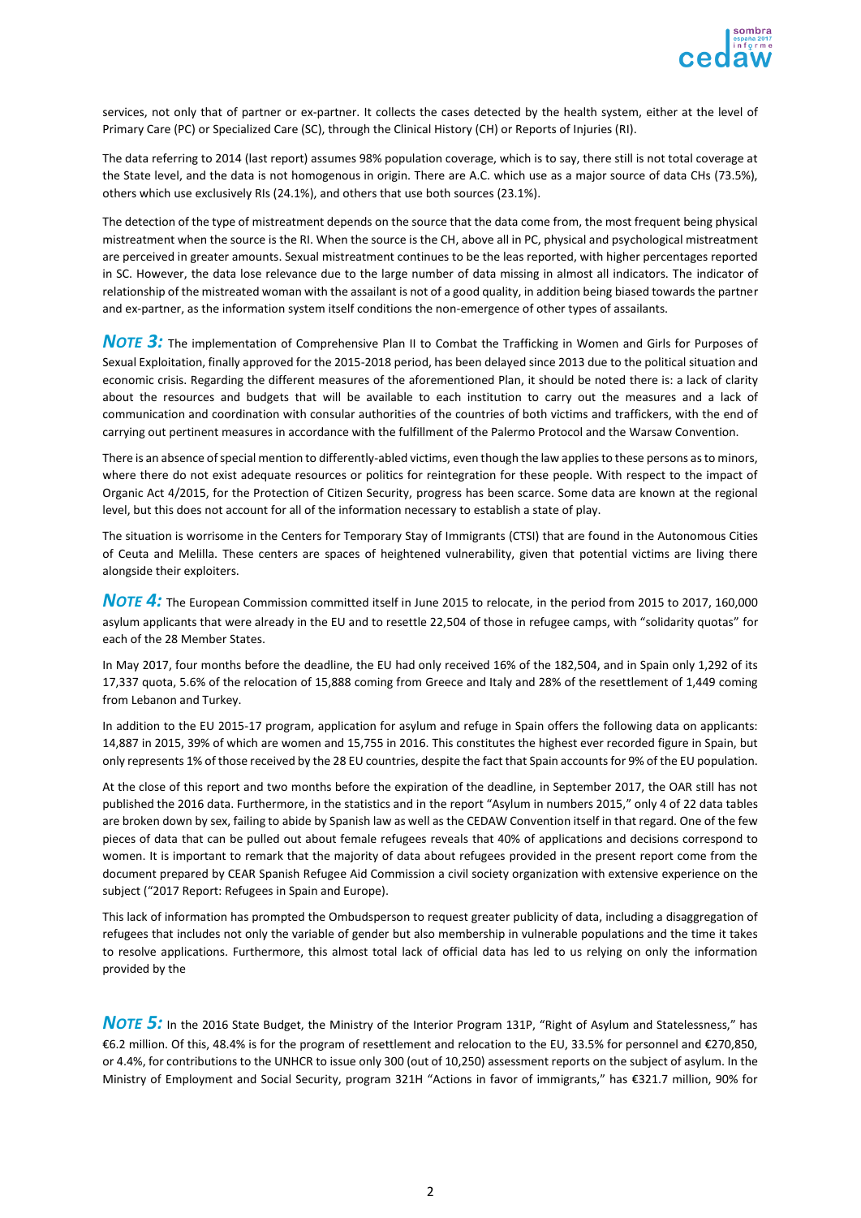services, not only that of partner or ex-partner. It collects the cases detected by the health system, either at the level of Primary Care (PC) or Specialized Care (SC), through the Clinical History (CH) or Reports of Injuries (RI).

The data referring to 2014 (last report) assumes 98% population coverage, which is to say, there still is not total coverage at the State level, and the data is not homogenous in origin. There are A.C. which use as a major source of data CHs (73.5%), others which use exclusively RIs (24.1%), and others that use both sources (23.1%).

The detection of the type of mistreatment depends on the source that the data come from, the most frequent being physical mistreatment when the source is the RI. When the source is the CH, above all in PC, physical and psychological mistreatment are perceived in greater amounts. Sexual mistreatment continues to be the leas reported, with higher percentages reported in SC. However, the data lose relevance due to the large number of data missing in almost all indicators. The indicator of relationship of the mistreated woman with the assailant is not of a good quality, in addition being biased towards the partner and ex-partner, as the information system itself conditions the non-emergence of other types of assailants.

***NOTE 3:*** The implementation of Comprehensive Plan II to Combat the Trafficking in Women and Girls for Purposes of Sexual Exploitation, finally approved for the 2015-2018 period, has been delayed since 2013 due to the political situation and economic crisis. Regarding the different measures of the aforementioned Plan, it should be noted there is: a lack of clarity about the resources and budgets that will be available to each institution to carry out the measures and a lack of communication and coordination with consular authorities of the countries of both victims and traffickers, with the end of carrying out pertinent measures in accordance with the fulfillment of the Palermo Protocol and the Warsaw Convention.

There is an absence of special mention to differently-abled victims, even though the law applies to these persons as to minors, where there do not exist adequate resources or politics for reintegration for these people. With respect to the impact of Organic Act 4/2015, for the Protection of Citizen Security, progress has been scarce. Some data are known at the regional level, but this does not account for all of the information necessary to establish a state of play.

The situation is worrisome in the Centers for Temporary Stay of Immigrants (CTSI) that are found in the Autonomous Cities of Ceuta and Melilla. These centers are spaces of heightened vulnerability, given that potential victims are living there alongside their exploiters.

***NOTE 4:*** The European Commission committed itself in June 2015 to relocate, in the period from 2015 to 2017, 160,000 asylum applicants that were already in the EU and to resettle 22,504 of those in refugee camps, with "solidarity quotas" for each of the 28 Member States.

In May 2017, four months before the deadline, the EU had only received 16% of the 182,504, and in Spain only 1,292 of its 17,337 quota, 5.6% of the relocation of 15,888 coming from Greece and Italy and 28% of the resettlement of 1,449 coming from Lebanon and Turkey.

In addition to the EU 2015-17 program, application for asylum and refuge in Spain offers the following data on applicants: 14,887 in 2015, 39% of which are women and 15,755 in 2016. This constitutes the highest ever recorded figure in Spain, but only represents 1% of those received by the 28 EU countries, despite the fact that Spain accounts for 9% of the EU population.

At the close of this report and two months before the expiration of the deadline, in September 2017, the OAR still has not published the 2016 data. Furthermore, in the statistics and in the report "Asylum in numbers 2015," only 4 of 22 data tables are broken down by sex, failing to abide by Spanish law as well as the CEDAW Convention itself in that regard. One of the few pieces of data that can be pulled out about female refugees reveals that 40% of applications and decisions correspond to women. It is important to remark that the majority of data about refugees provided in the present report come from the document prepared by CEAR Spanish Refugee Aid Commission a civil society organization with extensive experience on the subject ("2017 Report: Refugees in Spain and Europe).

This lack of information has prompted the Ombudsperson to request greater publicity of data, including a disaggregation of refugees that includes not only the variable of gender but also membership in vulnerable populations and the time it takes to resolve applications. Furthermore, this almost total lack of official data has led to us relying on only the information provided by the

***NOTE 5:*** In the 2016 State Budget, the Ministry of the Interior Program 131P, "Right of Asylum and Statelessness," has €6.2 million. Of this, 48.4% is for the program of resettlement and relocation to the EU, 33.5% for personnel and €270,850, or 4.4%, for contributions to the UNHCR to issue only 300 (out of 10,250) assessment reports on the subject of asylum. In the Ministry of Employment and Social Security, program 321H "Actions in favor of immigrants," has €321.7 million, 90% for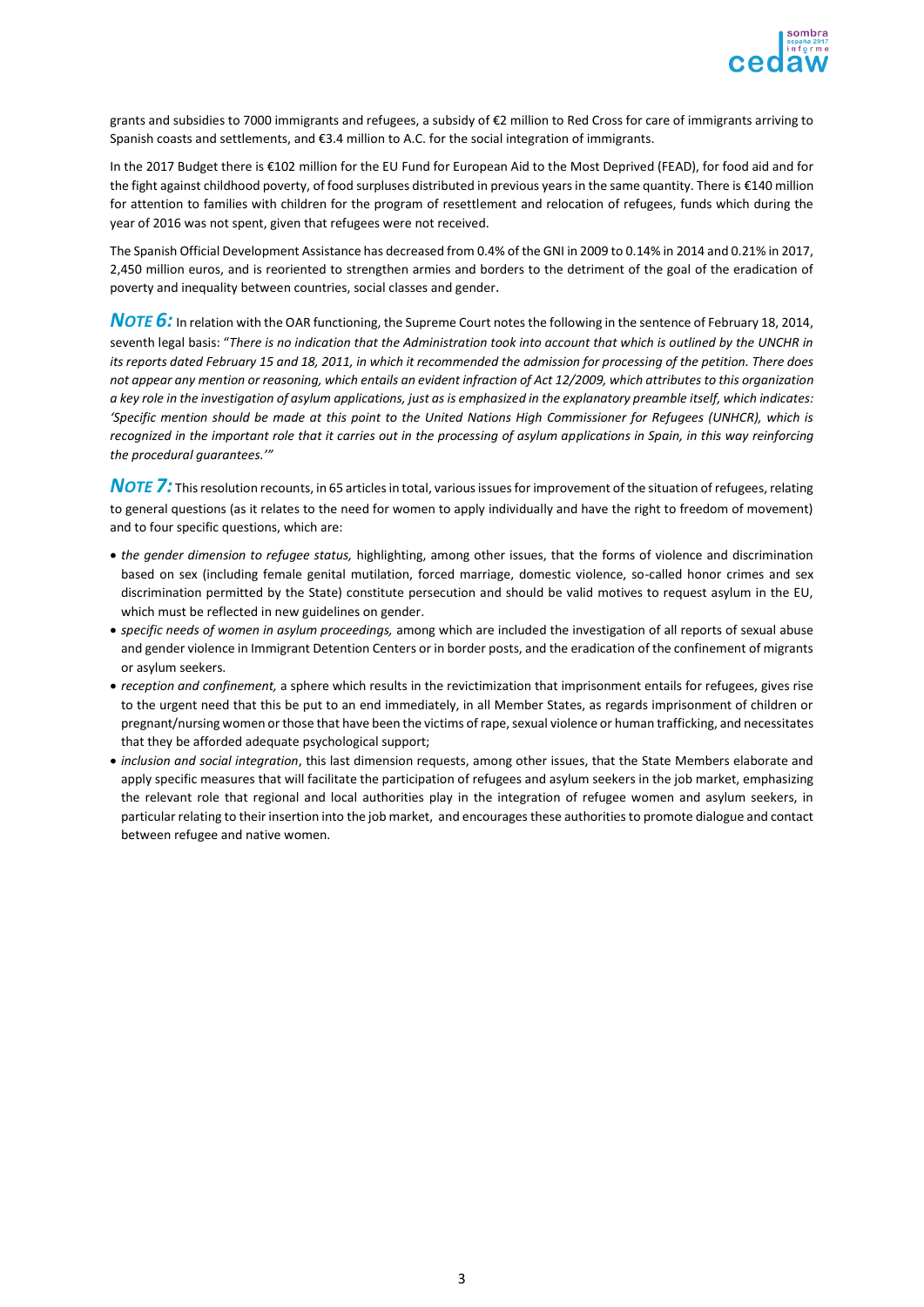grants and subsidies to 7000 immigrants and refugees, a subsidy of €2 million to Red Cross for care of immigrants arriving to Spanish coasts and settlements, and €3.4 million to A.C. for the social integration of immigrants.

In the 2017 Budget there is €102 million for the EU Fund for European Aid to the Most Deprived (FEAD), for food aid and for the fight against childhood poverty, of food surpluses distributed in previous years in the same quantity. There is €140 million for attention to families with children for the program of resettlement and relocation of refugees, funds which during the year of 2016 was not spent, given that refugees were not received.

The Spanish Official Development Assistance has decreased from 0.4% of the GNI in 2009 to 0.14% in 2014 and 0.21% in 2017, 2,450 million euros, and is reoriented to strengthen armies and borders to the detriment of the goal of the eradication of poverty and inequality between countries, social classes and gender.

***NOTE 6:*** In relation with the OAR functioning, the Supreme Court notes the following in the sentence of February 18, 2014, seventh legal basis: "*There is no indication that the Administration took into account that which is outlined by the UNCHR in its reports dated February 15 and 18, 2011, in which it recommended the admission for processing of the petition. There does not appear any mention or reasoning, which entails an evident infraction of Act 12/2009, which attributes to this organization a key role in the investigation of asylum applications, just as is emphasized in the explanatory preamble itself, which indicates: 'Specific mention should be made at this point to the United Nations High Commissioner for Refugees (UNHCR), which is recognized in the important role that it carries out in the processing of asylum applications in Spain, in this way reinforcing the procedural guarantees.'*"

***NOTE 7:*** This resolution recounts, in 65 articles in total, various issues for improvement of the situation of refugees, relating to general questions (as it relates to the need for women to apply individually and have the right to freedom of movement) and to four specific questions, which are:

- *the gender dimension to refugee status,* highlighting, among other issues, that the forms of violence and discrimination based on sex (including female genital mutilation, forced marriage, domestic violence, so-called honor crimes and sex discrimination permitted by the State) constitute persecution and should be valid motives to request asylum in the EU, which must be reflected in new guidelines on gender.
- *specific needs of women in asylum proceedings,* among which are included the investigation of all reports of sexual abuse and gender violence in Immigrant Detention Centers or in border posts, and the eradication of the confinement of migrants or asylum seekers.
- *reception and confinement,* a sphere which results in the revictimization that imprisonment entails for refugees, gives rise to the urgent need that this be put to an end immediately, in all Member States, as regards imprisonment of children or pregnant/nursing women or those that have been the victims of rape, sexual violence or human trafficking, and necessitates that they be afforded adequate psychological support;
- *inclusion and social integration*, this last dimension requests, among other issues, that the State Members elaborate and apply specific measures that will facilitate the participation of refugees and asylum seekers in the job market, emphasizing the relevant role that regional and local authorities play in the integration of refugee women and asylum seekers, in particular relating to their insertion into the job market, and encourages these authorities to promote dialogue and contact between refugee and native women.